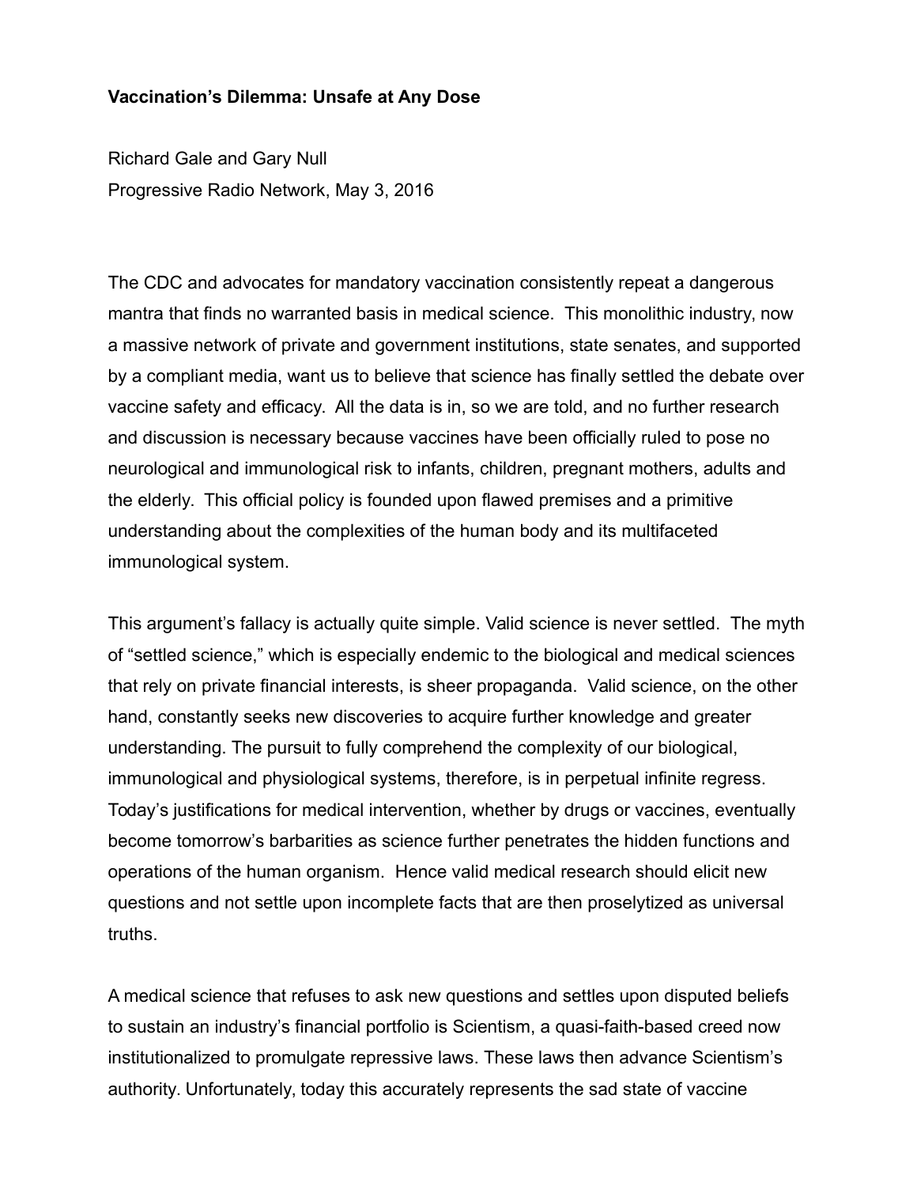**Vaccination's Dilemma: Unsafe at Any Dose**

Richard Gale and Gary Null
Progressive Radio Network, May 3, 2016

The CDC and advocates for mandatory vaccination consistently repeat a dangerous mantra that finds no warranted basis in medical science. This monolithic industry, now a massive network of private and government institutions, state senates, and supported by a compliant media, want us to believe that science has finally settled the debate over vaccine safety and efficacy. All the data is in, so we are told, and no further research and discussion is necessary because vaccines have been officially ruled to pose no neurological and immunological risk to infants, children, pregnant mothers, adults and the elderly. This official policy is founded upon flawed premises and a primitive understanding about the complexities of the human body and its multifaceted immunological system.

This argument's fallacy is actually quite simple. Valid science is never settled. The myth of "settled science," which is especially endemic to the biological and medical sciences that rely on private financial interests, is sheer propaganda. Valid science, on the other hand, constantly seeks new discoveries to acquire further knowledge and greater understanding. The pursuit to fully comprehend the complexity of our biological, immunological and physiological systems, therefore, is in perpetual infinite regress. Today's justifications for medical intervention, whether by drugs or vaccines, eventually become tomorrow's barbarities as science further penetrates the hidden functions and operations of the human organism. Hence valid medical research should elicit new questions and not settle upon incomplete facts that are then proselytized as universal truths.

A medical science that refuses to ask new questions and settles upon disputed beliefs to sustain an industry's financial portfolio is Scientism, a quasi-faith-based creed now institutionalized to promulgate repressive laws. These laws then advance Scientism's authority. Unfortunately, today this accurately represents the sad state of vaccine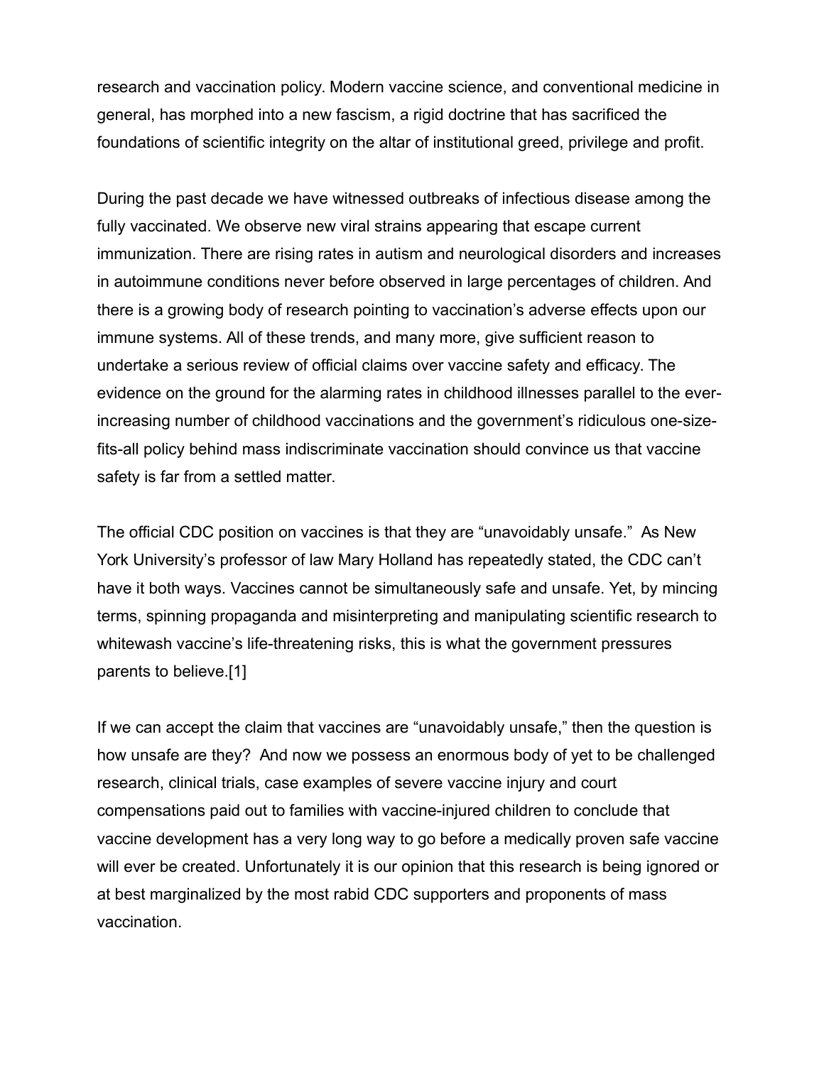research and vaccination policy. Modern vaccine science, and conventional medicine in general, has morphed into a new fascism, a rigid doctrine that has sacrificed the foundations of scientific integrity on the altar of institutional greed, privilege and profit.

During the past decade we have witnessed outbreaks of infectious disease among the fully vaccinated. We observe new viral strains appearing that escape current immunization. There are rising rates in autism and neurological disorders and increases in autoimmune conditions never before observed in large percentages of children. And there is a growing body of research pointing to vaccination's adverse effects upon our immune systems. All of these trends, and many more, give sufficient reason to undertake a serious review of official claims over vaccine safety and efficacy. The evidence on the ground for the alarming rates in childhood illnesses parallel to the ever-increasing number of childhood vaccinations and the government's ridiculous one-size-fits-all policy behind mass indiscriminate vaccination should convince us that vaccine safety is far from a settled matter.

The official CDC position on vaccines is that they are "unavoidably unsafe." As New York University's professor of law Mary Holland has repeatedly stated, the CDC can't have it both ways. Vaccines cannot be simultaneously safe and unsafe. Yet, by mincing terms, spinning propaganda and misinterpreting and manipulating scientific research to whitewash vaccine's life-threatening risks, this is what the government pressures parents to believe.[1]

If we can accept the claim that vaccines are "unavoidably unsafe," then the question is how unsafe are they? And now we possess an enormous body of yet to be challenged research, clinical trials, case examples of severe vaccine injury and court compensations paid out to families with vaccine-injured children to conclude that vaccine development has a very long way to go before a medically proven safe vaccine will ever be created. Unfortunately it is our opinion that this research is being ignored or at best marginalized by the most rabid CDC supporters and proponents of mass vaccination.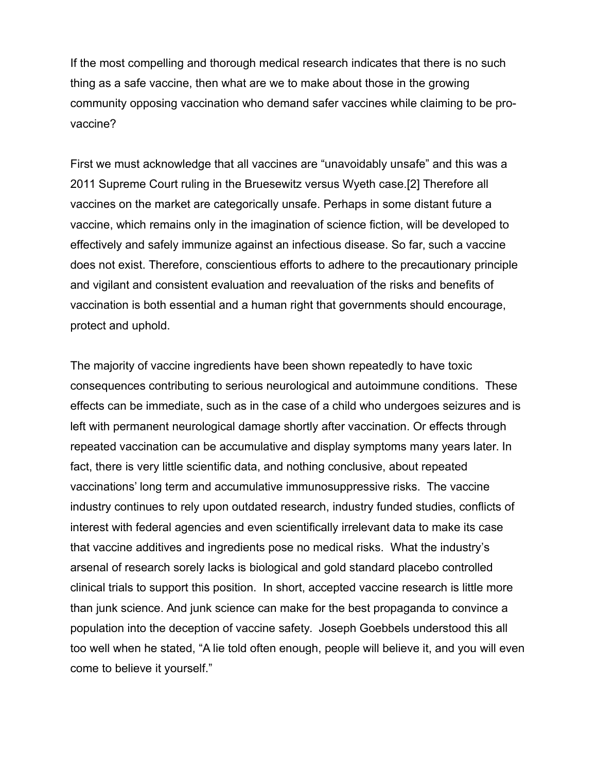If the most compelling and thorough medical research indicates that there is no such thing as a safe vaccine, then what are we to make about those in the growing community opposing vaccination who demand safer vaccines while claiming to be pro-vaccine?

First we must acknowledge that all vaccines are "unavoidably unsafe" and this was a 2011 Supreme Court ruling in the Bruesewitz versus Wyeth case.[2] Therefore all vaccines on the market are categorically unsafe. Perhaps in some distant future a vaccine, which remains only in the imagination of science fiction, will be developed to effectively and safely immunize against an infectious disease. So far, such a vaccine does not exist. Therefore, conscientious efforts to adhere to the precautionary principle and vigilant and consistent evaluation and reevaluation of the risks and benefits of vaccination is both essential and a human right that governments should encourage, protect and uphold.

The majority of vaccine ingredients have been shown repeatedly to have toxic consequences contributing to serious neurological and autoimmune conditions. These effects can be immediate, such as in the case of a child who undergoes seizures and is left with permanent neurological damage shortly after vaccination. Or effects through repeated vaccination can be accumulative and display symptoms many years later. In fact, there is very little scientific data, and nothing conclusive, about repeated vaccinations' long term and accumulative immunosuppressive risks. The vaccine industry continues to rely upon outdated research, industry funded studies, conflicts of interest with federal agencies and even scientifically irrelevant data to make its case that vaccine additives and ingredients pose no medical risks. What the industry's arsenal of research sorely lacks is biological and gold standard placebo controlled clinical trials to support this position. In short, accepted vaccine research is little more than junk science. And junk science can make for the best propaganda to convince a population into the deception of vaccine safety. Joseph Goebbels understood this all too well when he stated, "A lie told often enough, people will believe it, and you will even come to believe it yourself."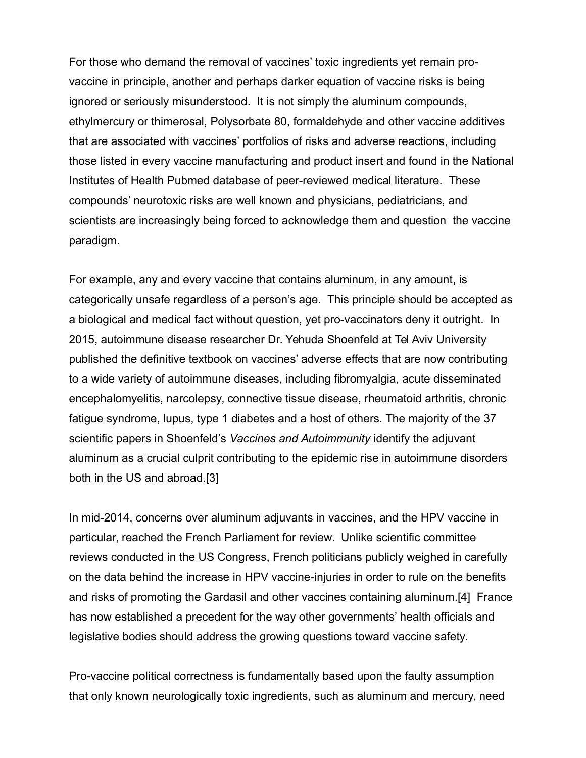For those who demand the removal of vaccines' toxic ingredients yet remain pro-vaccine in principle, another and perhaps darker equation of vaccine risks is being ignored or seriously misunderstood. It is not simply the aluminum compounds, ethylmercury or thimerosal, Polysorbate 80, formaldehyde and other vaccine additives that are associated with vaccines' portfolios of risks and adverse reactions, including those listed in every vaccine manufacturing and product insert and found in the National Institutes of Health Pubmed database of peer-reviewed medical literature. These compounds' neurotoxic risks are well known and physicians, pediatricians, and scientists are increasingly being forced to acknowledge them and question the vaccine paradigm.

For example, any and every vaccine that contains aluminum, in any amount, is categorically unsafe regardless of a person's age. This principle should be accepted as a biological and medical fact without question, yet pro-vaccinators deny it outright. In 2015, autoimmune disease researcher Dr. Yehuda Shoenfeld at Tel Aviv University published the definitive textbook on vaccines' adverse effects that are now contributing to a wide variety of autoimmune diseases, including fibromyalgia, acute disseminated encephalomyelitis, narcolepsy, connective tissue disease, rheumatoid arthritis, chronic fatigue syndrome, lupus, type 1 diabetes and a host of others. The majority of the 37 scientific papers in Shoenfeld's *Vaccines and Autoimmunity* identify the adjuvant aluminum as a crucial culprit contributing to the epidemic rise in autoimmune disorders both in the US and abroad.[3]

In mid-2014, concerns over aluminum adjuvants in vaccines, and the HPV vaccine in particular, reached the French Parliament for review. Unlike scientific committee reviews conducted in the US Congress, French politicians publicly weighed in carefully on the data behind the increase in HPV vaccine-injuries in order to rule on the benefits and risks of promoting the Gardasil and other vaccines containing aluminum.[4] France has now established a precedent for the way other governments' health officials and legislative bodies should address the growing questions toward vaccine safety.

Pro-vaccine political correctness is fundamentally based upon the faulty assumption that only known neurologically toxic ingredients, such as aluminum and mercury, need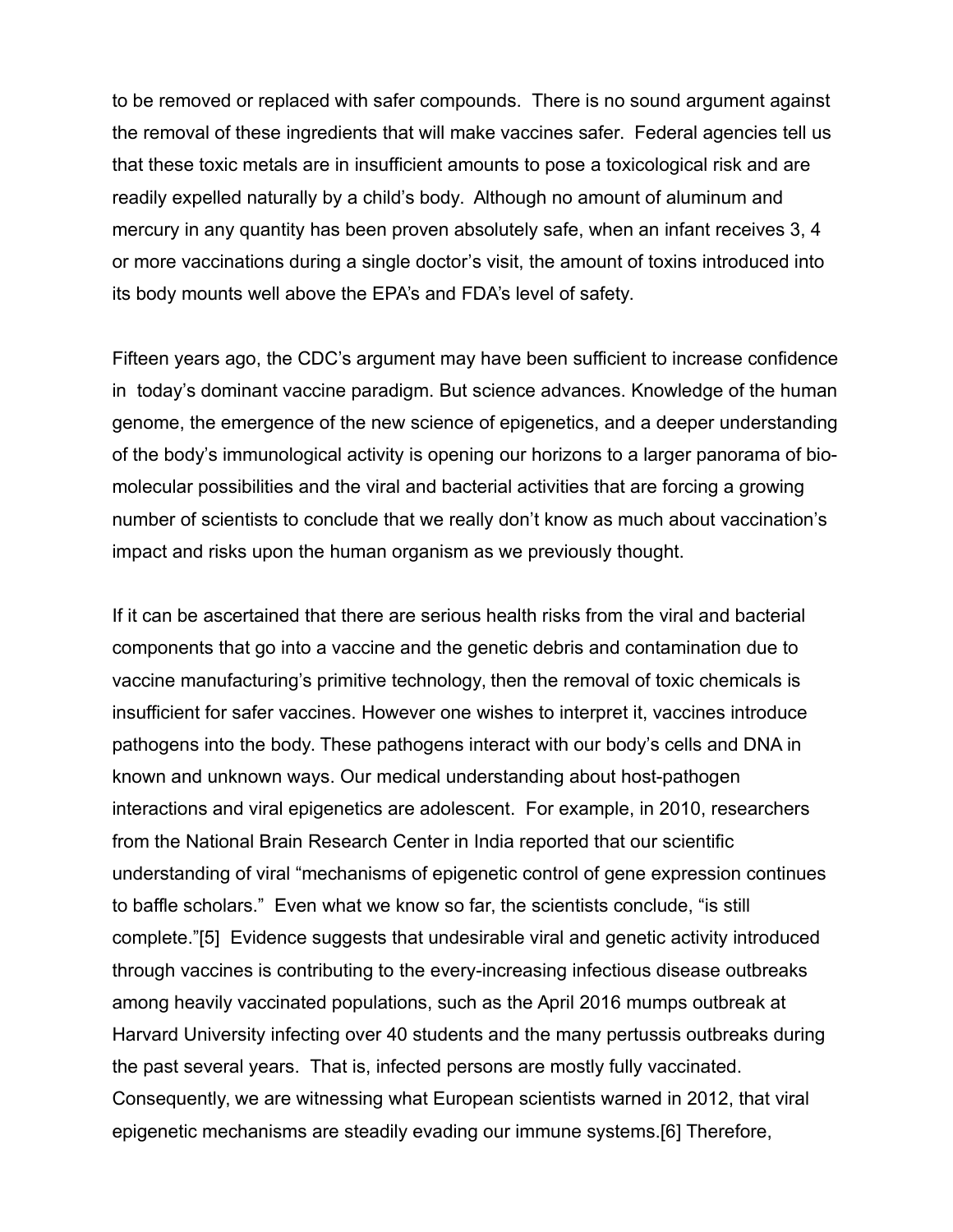to be removed or replaced with safer compounds. There is no sound argument against the removal of these ingredients that will make vaccines safer. Federal agencies tell us that these toxic metals are in insufficient amounts to pose a toxicological risk and are readily expelled naturally by a child's body. Although no amount of aluminum and mercury in any quantity has been proven absolutely safe, when an infant receives 3, 4 or more vaccinations during a single doctor's visit, the amount of toxins introduced into its body mounts well above the EPA's and FDA's level of safety.

Fifteen years ago, the CDC's argument may have been sufficient to increase confidence in today's dominant vaccine paradigm. But science advances. Knowledge of the human genome, the emergence of the new science of epigenetics, and a deeper understanding of the body's immunological activity is opening our horizons to a larger panorama of bio-molecular possibilities and the viral and bacterial activities that are forcing a growing number of scientists to conclude that we really don't know as much about vaccination's impact and risks upon the human organism as we previously thought.

If it can be ascertained that there are serious health risks from the viral and bacterial components that go into a vaccine and the genetic debris and contamination due to vaccine manufacturing's primitive technology, then the removal of toxic chemicals is insufficient for safer vaccines. However one wishes to interpret it, vaccines introduce pathogens into the body. These pathogens interact with our body's cells and DNA in known and unknown ways. Our medical understanding about host-pathogen interactions and viral epigenetics are adolescent. For example, in 2010, researchers from the National Brain Research Center in India reported that our scientific understanding of viral "mechanisms of epigenetic control of gene expression continues to baffle scholars." Even what we know so far, the scientists conclude, "is still complete."[5] Evidence suggests that undesirable viral and genetic activity introduced through vaccines is contributing to the every-increasing infectious disease outbreaks among heavily vaccinated populations, such as the April 2016 mumps outbreak at Harvard University infecting over 40 students and the many pertussis outbreaks during the past several years. That is, infected persons are mostly fully vaccinated. Consequently, we are witnessing what European scientists warned in 2012, that viral epigenetic mechanisms are steadily evading our immune systems.[6] Therefore,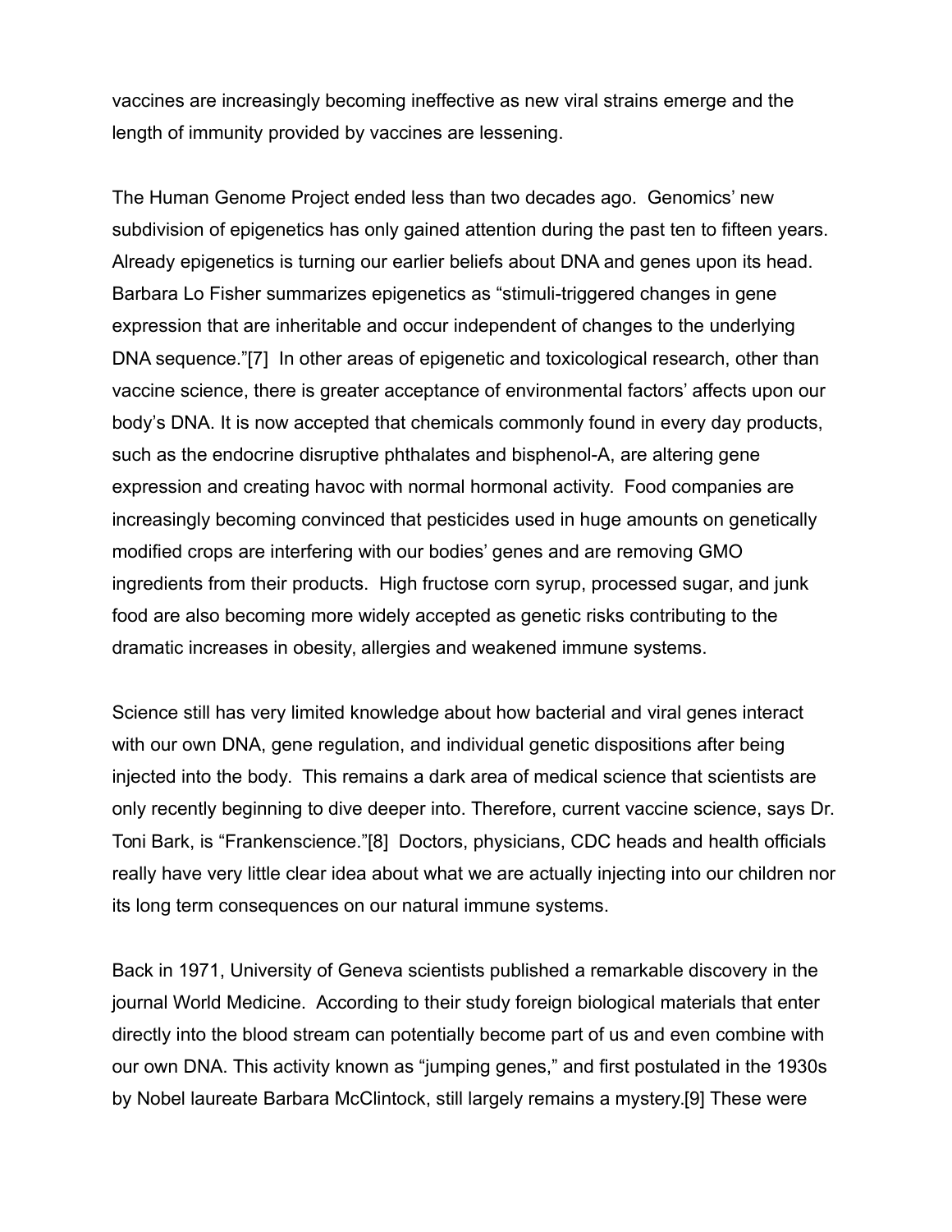vaccines are increasingly becoming ineffective as new viral strains emerge and the length of immunity provided by vaccines are lessening.

The Human Genome Project ended less than two decades ago. Genomics' new subdivision of epigenetics has only gained attention during the past ten to fifteen years. Already epigenetics is turning our earlier beliefs about DNA and genes upon its head. Barbara Lo Fisher summarizes epigenetics as "stimuli-triggered changes in gene expression that are inheritable and occur independent of changes to the underlying DNA sequence."[7] In other areas of epigenetic and toxicological research, other than vaccine science, there is greater acceptance of environmental factors' affects upon our body's DNA. It is now accepted that chemicals commonly found in every day products, such as the endocrine disruptive phthalates and bisphenol-A, are altering gene expression and creating havoc with normal hormonal activity. Food companies are increasingly becoming convinced that pesticides used in huge amounts on genetically modified crops are interfering with our bodies' genes and are removing GMO ingredients from their products. High fructose corn syrup, processed sugar, and junk food are also becoming more widely accepted as genetic risks contributing to the dramatic increases in obesity, allergies and weakened immune systems.

Science still has very limited knowledge about how bacterial and viral genes interact with our own DNA, gene regulation, and individual genetic dispositions after being injected into the body. This remains a dark area of medical science that scientists are only recently beginning to dive deeper into. Therefore, current vaccine science, says Dr. Toni Bark, is "Frankenscience."[8] Doctors, physicians, CDC heads and health officials really have very little clear idea about what we are actually injecting into our children nor its long term consequences on our natural immune systems.

Back in 1971, University of Geneva scientists published a remarkable discovery in the journal World Medicine. According to their study foreign biological materials that enter directly into the blood stream can potentially become part of us and even combine with our own DNA. This activity known as "jumping genes," and first postulated in the 1930s by Nobel laureate Barbara McClintock, still largely remains a mystery.[9] These were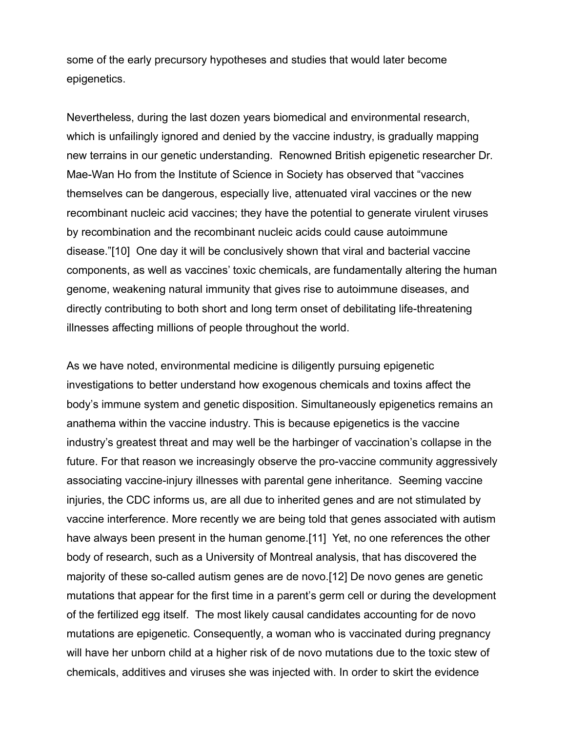some of the early precursory hypotheses and studies that would later become epigenetics.

Nevertheless, during the last dozen years biomedical and environmental research, which is unfailingly ignored and denied by the vaccine industry, is gradually mapping new terrains in our genetic understanding. Renowned British epigenetic researcher Dr. Mae-Wan Ho from the Institute of Science in Society has observed that "vaccines themselves can be dangerous, especially live, attenuated viral vaccines or the new recombinant nucleic acid vaccines; they have the potential to generate virulent viruses by recombination and the recombinant nucleic acids could cause autoimmune disease."[10] One day it will be conclusively shown that viral and bacterial vaccine components, as well as vaccines' toxic chemicals, are fundamentally altering the human genome, weakening natural immunity that gives rise to autoimmune diseases, and directly contributing to both short and long term onset of debilitating life-threatening illnesses affecting millions of people throughout the world.

As we have noted, environmental medicine is diligently pursuing epigenetic investigations to better understand how exogenous chemicals and toxins affect the body's immune system and genetic disposition. Simultaneously epigenetics remains an anathema within the vaccine industry. This is because epigenetics is the vaccine industry's greatest threat and may well be the harbinger of vaccination's collapse in the future. For that reason we increasingly observe the pro-vaccine community aggressively associating vaccine-injury illnesses with parental gene inheritance. Seeming vaccine injuries, the CDC informs us, are all due to inherited genes and are not stimulated by vaccine interference. More recently we are being told that genes associated with autism have always been present in the human genome.[11] Yet, no one references the other body of research, such as a University of Montreal analysis, that has discovered the majority of these so-called autism genes are de novo.[12] De novo genes are genetic mutations that appear for the first time in a parent's germ cell or during the development of the fertilized egg itself. The most likely causal candidates accounting for de novo mutations are epigenetic. Consequently, a woman who is vaccinated during pregnancy will have her unborn child at a higher risk of de novo mutations due to the toxic stew of chemicals, additives and viruses she was injected with. In order to skirt the evidence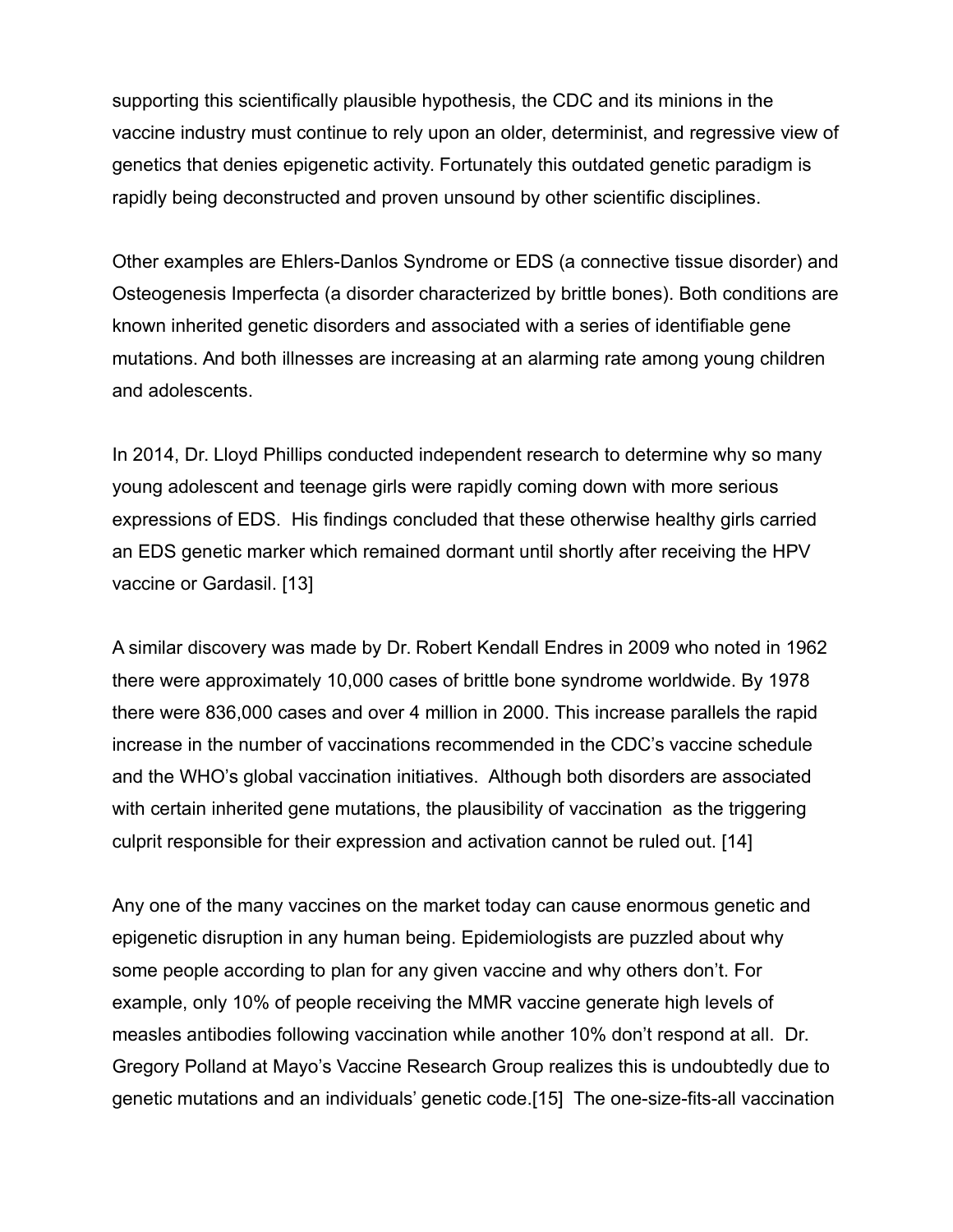supporting this scientifically plausible hypothesis, the CDC and its minions in the vaccine industry must continue to rely upon an older, determinist, and regressive view of genetics that denies epigenetic activity. Fortunately this outdated genetic paradigm is rapidly being deconstructed and proven unsound by other scientific disciplines.

Other examples are Ehlers-Danlos Syndrome or EDS (a connective tissue disorder) and Osteogenesis Imperfecta (a disorder characterized by brittle bones). Both conditions are known inherited genetic disorders and associated with a series of identifiable gene mutations. And both illnesses are increasing at an alarming rate among young children and adolescents.

In 2014, Dr. Lloyd Phillips conducted independent research to determine why so many young adolescent and teenage girls were rapidly coming down with more serious expressions of EDS. His findings concluded that these otherwise healthy girls carried an EDS genetic marker which remained dormant until shortly after receiving the HPV vaccine or Gardasil. [13]

A similar discovery was made by Dr. Robert Kendall Endres in 2009 who noted in 1962 there were approximately 10,000 cases of brittle bone syndrome worldwide. By 1978 there were 836,000 cases and over 4 million in 2000. This increase parallels the rapid increase in the number of vaccinations recommended in the CDC's vaccine schedule and the WHO's global vaccination initiatives. Although both disorders are associated with certain inherited gene mutations, the plausibility of vaccination as the triggering culprit responsible for their expression and activation cannot be ruled out. [14]

Any one of the many vaccines on the market today can cause enormous genetic and epigenetic disruption in any human being. Epidemiologists are puzzled about why some people according to plan for any given vaccine and why others don't. For example, only 10% of people receiving the MMR vaccine generate high levels of measles antibodies following vaccination while another 10% don't respond at all. Dr. Gregory Polland at Mayo's Vaccine Research Group realizes this is undoubtedly due to genetic mutations and an individuals' genetic code.[15] The one-size-fits-all vaccination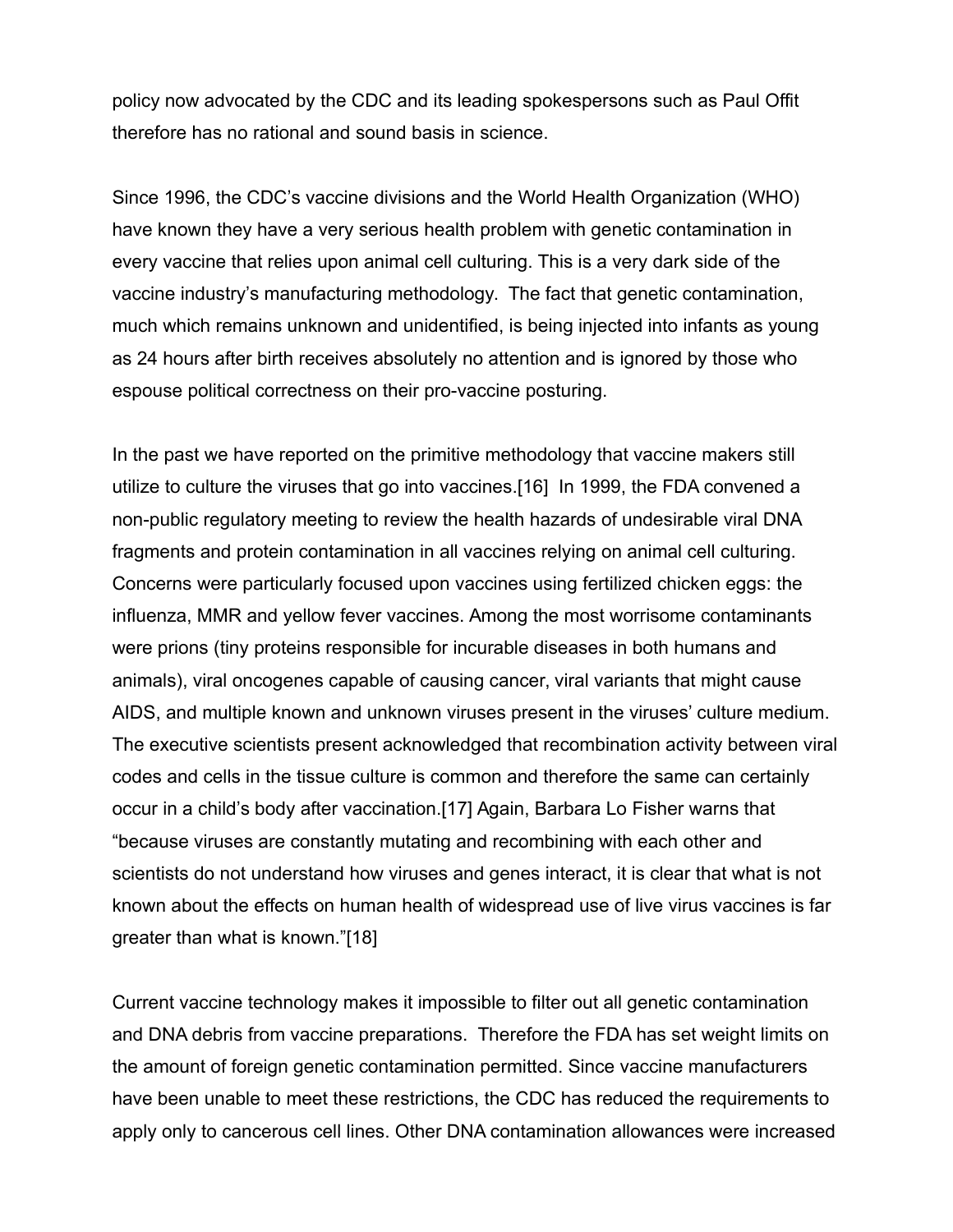policy now advocated by the CDC and its leading spokespersons such as Paul Offit therefore has no rational and sound basis in science.

Since 1996, the CDC's vaccine divisions and the World Health Organization (WHO) have known they have a very serious health problem with genetic contamination in every vaccine that relies upon animal cell culturing. This is a very dark side of the vaccine industry's manufacturing methodology. The fact that genetic contamination, much which remains unknown and unidentified, is being injected into infants as young as 24 hours after birth receives absolutely no attention and is ignored by those who espouse political correctness on their pro-vaccine posturing.

In the past we have reported on the primitive methodology that vaccine makers still utilize to culture the viruses that go into vaccines.[16] In 1999, the FDA convened a non-public regulatory meeting to review the health hazards of undesirable viral DNA fragments and protein contamination in all vaccines relying on animal cell culturing. Concerns were particularly focused upon vaccines using fertilized chicken eggs: the influenza, MMR and yellow fever vaccines. Among the most worrisome contaminants were prions (tiny proteins responsible for incurable diseases in both humans and animals), viral oncogenes capable of causing cancer, viral variants that might cause AIDS, and multiple known and unknown viruses present in the viruses' culture medium. The executive scientists present acknowledged that recombination activity between viral codes and cells in the tissue culture is common and therefore the same can certainly occur in a child's body after vaccination.[17] Again, Barbara Lo Fisher warns that "because viruses are constantly mutating and recombining with each other and scientists do not understand how viruses and genes interact, it is clear that what is not known about the effects on human health of widespread use of live virus vaccines is far greater than what is known."[18]

Current vaccine technology makes it impossible to filter out all genetic contamination and DNA debris from vaccine preparations. Therefore the FDA has set weight limits on the amount of foreign genetic contamination permitted. Since vaccine manufacturers have been unable to meet these restrictions, the CDC has reduced the requirements to apply only to cancerous cell lines. Other DNA contamination allowances were increased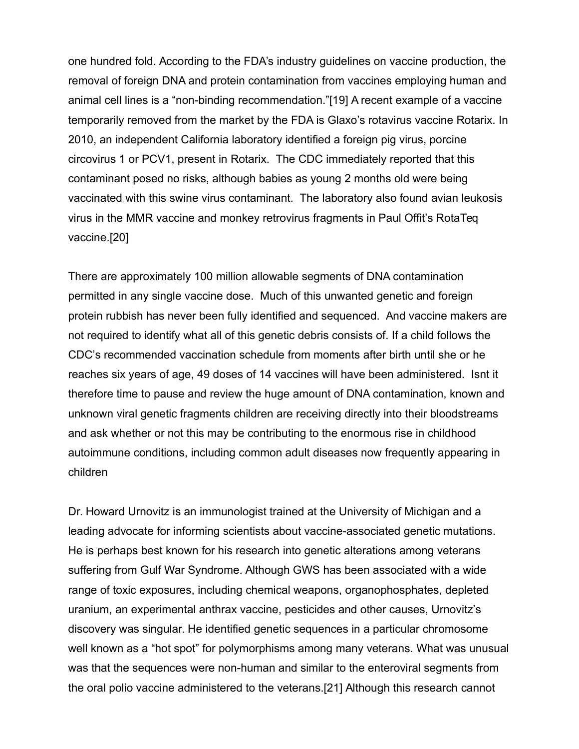one hundred fold. According to the FDA's industry guidelines on vaccine production, the removal of foreign DNA and protein contamination from vaccines employing human and animal cell lines is a "non-binding recommendation."[19] A recent example of a vaccine temporarily removed from the market by the FDA is Glaxo's rotavirus vaccine Rotarix. In 2010, an independent California laboratory identified a foreign pig virus, porcine circovirus 1 or PCV1, present in Rotarix. The CDC immediately reported that this contaminant posed no risks, although babies as young 2 months old were being vaccinated with this swine virus contaminant. The laboratory also found avian leukosis virus in the MMR vaccine and monkey retrovirus fragments in Paul Offit's RotaTeq vaccine.[20]

There are approximately 100 million allowable segments of DNA contamination permitted in any single vaccine dose. Much of this unwanted genetic and foreign protein rubbish has never been fully identified and sequenced. And vaccine makers are not required to identify what all of this genetic debris consists of. If a child follows the CDC's recommended vaccination schedule from moments after birth until she or he reaches six years of age, 49 doses of 14 vaccines will have been administered. Isnt it therefore time to pause and review the huge amount of DNA contamination, known and unknown viral genetic fragments children are receiving directly into their bloodstreams and ask whether or not this may be contributing to the enormous rise in childhood autoimmune conditions, including common adult diseases now frequently appearing in children

Dr. Howard Urnovitz is an immunologist trained at the University of Michigan and a leading advocate for informing scientists about vaccine-associated genetic mutations. He is perhaps best known for his research into genetic alterations among veterans suffering from Gulf War Syndrome. Although GWS has been associated with a wide range of toxic exposures, including chemical weapons, organophosphates, depleted uranium, an experimental anthrax vaccine, pesticides and other causes, Urnovitz's discovery was singular. He identified genetic sequences in a particular chromosome well known as a "hot spot" for polymorphisms among many veterans. What was unusual was that the sequences were non-human and similar to the enteroviral segments from the oral polio vaccine administered to the veterans.[21] Although this research cannot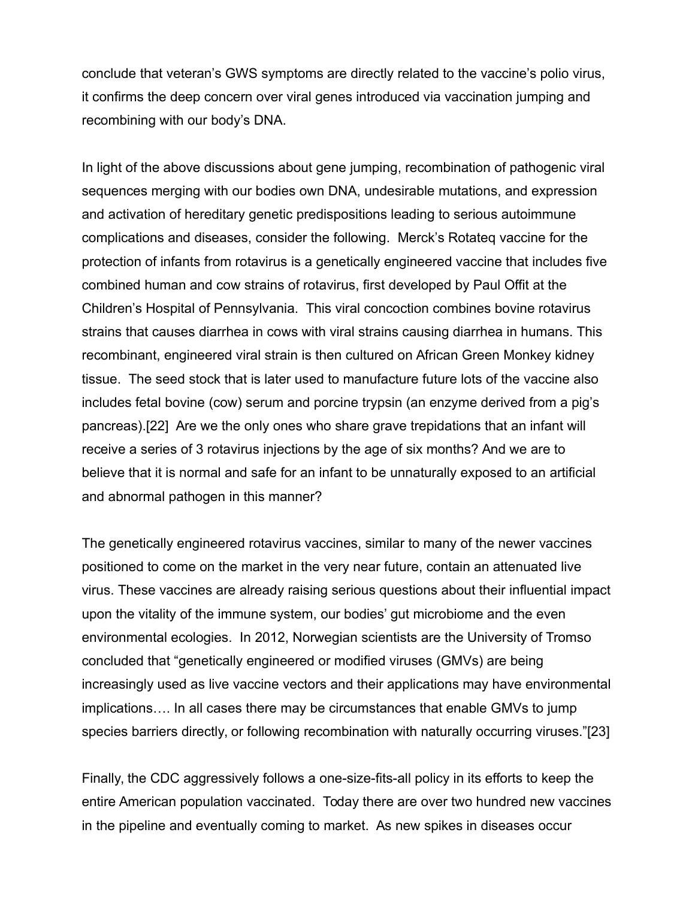conclude that veteran's GWS symptoms are directly related to the vaccine's polio virus, it confirms the deep concern over viral genes introduced via vaccination jumping and recombining with our body's DNA.

In light of the above discussions about gene jumping, recombination of pathogenic viral sequences merging with our bodies own DNA, undesirable mutations, and expression and activation of hereditary genetic predispositions leading to serious autoimmune complications and diseases, consider the following. Merck's Rotateq vaccine for the protection of infants from rotavirus is a genetically engineered vaccine that includes five combined human and cow strains of rotavirus, first developed by Paul Offit at the Children's Hospital of Pennsylvania. This viral concoction combines bovine rotavirus strains that causes diarrhea in cows with viral strains causing diarrhea in humans. This recombinant, engineered viral strain is then cultured on African Green Monkey kidney tissue. The seed stock that is later used to manufacture future lots of the vaccine also includes fetal bovine (cow) serum and porcine trypsin (an enzyme derived from a pig's pancreas).[22] Are we the only ones who share grave trepidations that an infant will receive a series of 3 rotavirus injections by the age of six months? And we are to believe that it is normal and safe for an infant to be unnaturally exposed to an artificial and abnormal pathogen in this manner?

The genetically engineered rotavirus vaccines, similar to many of the newer vaccines positioned to come on the market in the very near future, contain an attenuated live virus. These vaccines are already raising serious questions about their influential impact upon the vitality of the immune system, our bodies' gut microbiome and the even environmental ecologies. In 2012, Norwegian scientists are the University of Tromso concluded that "genetically engineered or modified viruses (GMVs) are being increasingly used as live vaccine vectors and their applications may have environmental implications…. In all cases there may be circumstances that enable GMVs to jump species barriers directly, or following recombination with naturally occurring viruses."[23]

Finally, the CDC aggressively follows a one-size-fits-all policy in its efforts to keep the entire American population vaccinated. Today there are over two hundred new vaccines in the pipeline and eventually coming to market. As new spikes in diseases occur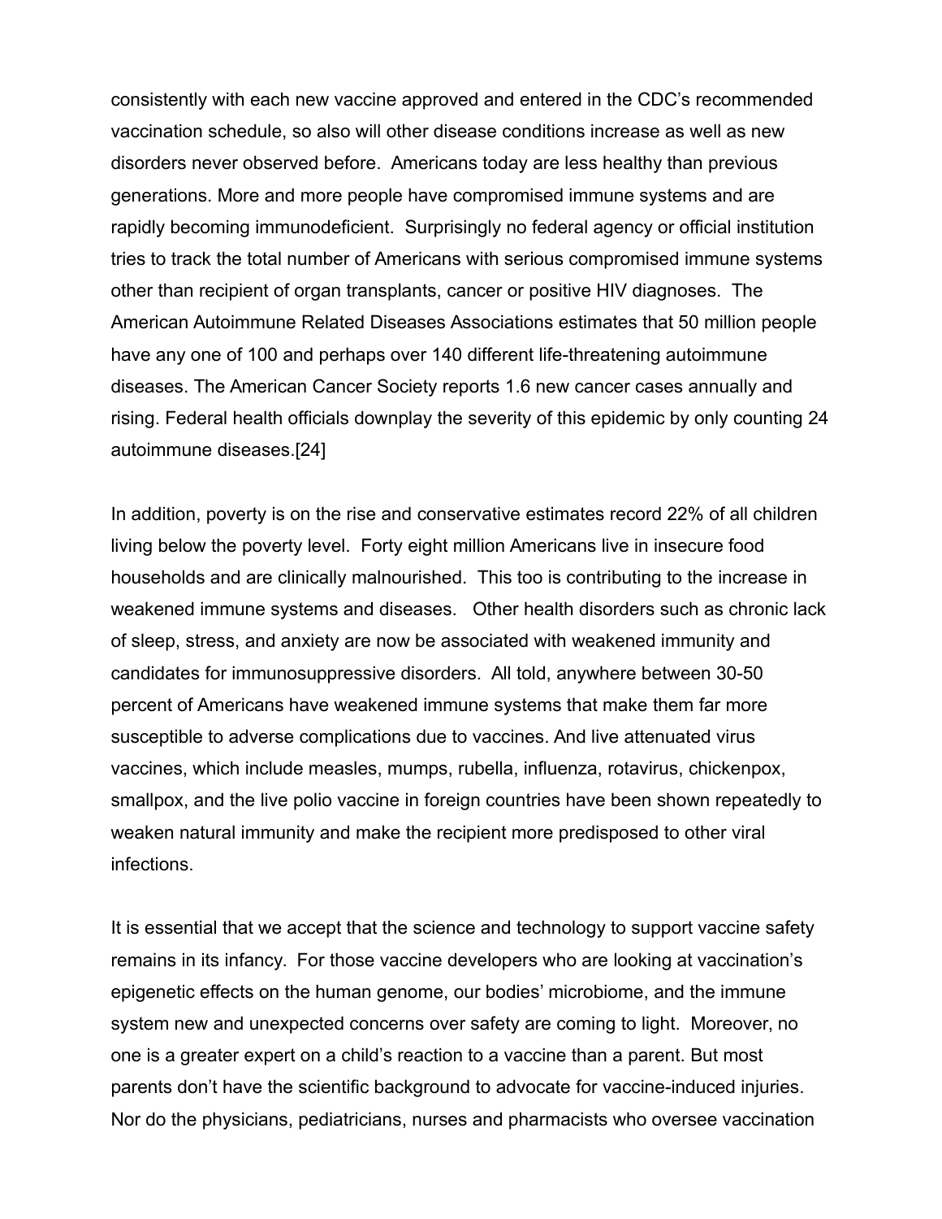consistently with each new vaccine approved and entered in the CDC's recommended vaccination schedule, so also will other disease conditions increase as well as new disorders never observed before. Americans today are less healthy than previous generations. More and more people have compromised immune systems and are rapidly becoming immunodeficient. Surprisingly no federal agency or official institution tries to track the total number of Americans with serious compromised immune systems other than recipient of organ transplants, cancer or positive HIV diagnoses. The American Autoimmune Related Diseases Associations estimates that 50 million people have any one of 100 and perhaps over 140 different life-threatening autoimmune diseases. The American Cancer Society reports 1.6 new cancer cases annually and rising. Federal health officials downplay the severity of this epidemic by only counting 24 autoimmune diseases.[24]

In addition, poverty is on the rise and conservative estimates record 22% of all children living below the poverty level. Forty eight million Americans live in insecure food households and are clinically malnourished. This too is contributing to the increase in weakened immune systems and diseases. Other health disorders such as chronic lack of sleep, stress, and anxiety are now be associated with weakened immunity and candidates for immunosuppressive disorders. All told, anywhere between 30-50 percent of Americans have weakened immune systems that make them far more susceptible to adverse complications due to vaccines. And live attenuated virus vaccines, which include measles, mumps, rubella, influenza, rotavirus, chickenpox, smallpox, and the live polio vaccine in foreign countries have been shown repeatedly to weaken natural immunity and make the recipient more predisposed to other viral infections.

It is essential that we accept that the science and technology to support vaccine safety remains in its infancy. For those vaccine developers who are looking at vaccination's epigenetic effects on the human genome, our bodies' microbiome, and the immune system new and unexpected concerns over safety are coming to light. Moreover, no one is a greater expert on a child's reaction to a vaccine than a parent. But most parents don't have the scientific background to advocate for vaccine-induced injuries. Nor do the physicians, pediatricians, nurses and pharmacists who oversee vaccination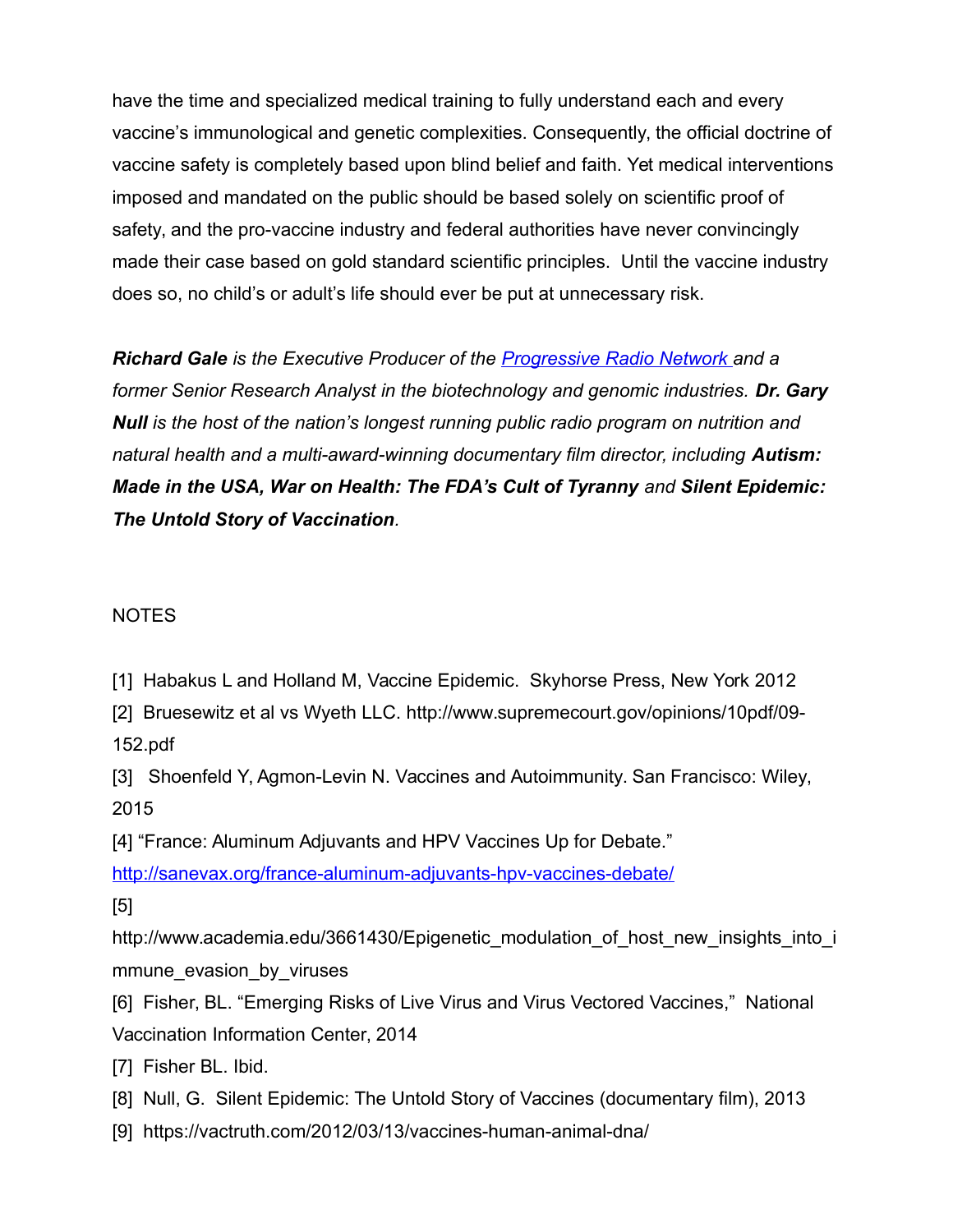have the time and specialized medical training to fully understand each and every vaccine's immunological and genetic complexities. Consequently, the official doctrine of vaccine safety is completely based upon blind belief and faith. Yet medical interventions imposed and mandated on the public should be based solely on scientific proof of safety, and the pro-vaccine industry and federal authorities have never convincingly made their case based on gold standard scientific principles. Until the vaccine industry does so, no child's or adult's life should ever be put at unnecessary risk.

***Richard Gale*** *is the Executive Producer of the [Progressive Radio Network](http://prn.fm) and a former Senior Research Analyst in the biotechnology and genomic industries.* ***Dr. Gary Null*** *is the host of the nation's longest running public radio program on nutrition and natural health and a multi-award-winning documentary film director, including* ***Autism: Made in the USA, War on Health: The FDA's Cult of Tyranny*** *and* ***Silent Epidemic: The Untold Story of Vaccination****.*

NOTES

[1] Habakus L and Holland M, Vaccine Epidemic. Skyhorse Press, New York 2012

[2] Bruesewitz et al vs Wyeth LLC. http://www.supremecourt.gov/opinions/10pdf/09-152.pdf

[3] Shoenfeld Y, Agmon-Levin N. Vaccines and Autoimmunity. San Francisco: Wiley, 2015

[4] "France: Aluminum Adjuvants and HPV Vaccines Up for Debate." http://sanevax.org/france-aluminum-adjuvants-hpv-vaccines-debate/

[5] http://www.academia.edu/3661430/Epigenetic_modulation_of_host_new_insights_into_immune_evasion_by_viruses

[6] Fisher, BL. "Emerging Risks of Live Virus and Virus Vectored Vaccines," National Vaccination Information Center, 2014

[7] Fisher BL. Ibid.

[8] Null, G. Silent Epidemic: The Untold Story of Vaccines (documentary film), 2013

[9] https://vactruth.com/2012/03/13/vaccines-human-animal-dna/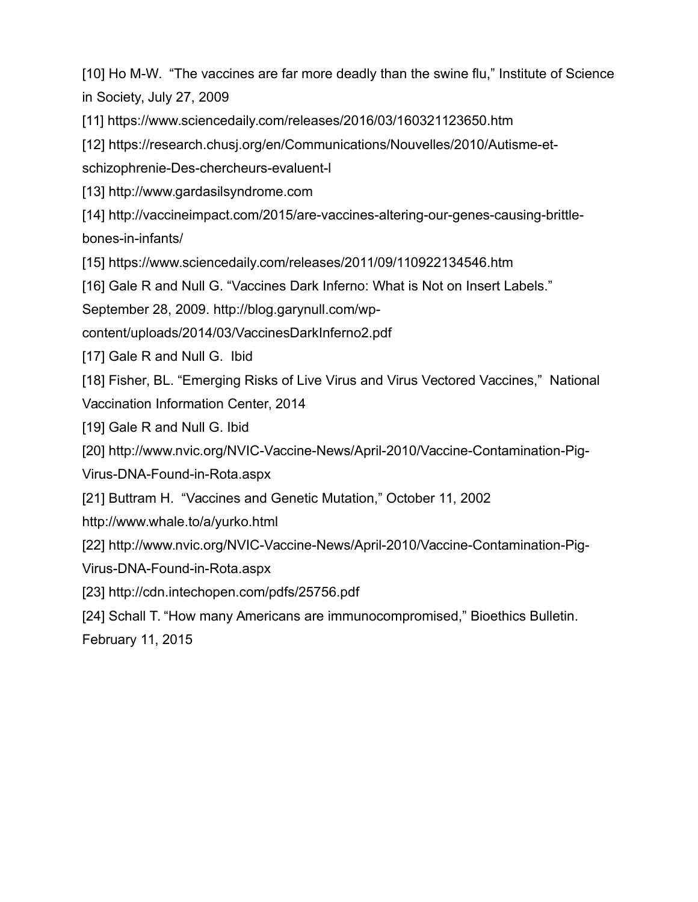[10] Ho M-W. "The vaccines are far more deadly than the swine flu," Institute of Science in Society, July 27, 2009

[11] https://www.sciencedaily.com/releases/2016/03/160321123650.htm

[12] https://research.chusj.org/en/Communications/Nouvelles/2010/Autisme-et-schizophrenie-Des-chercheurs-evaluent-l

[13] http://www.gardasilsyndrome.com

[14] http://vaccineimpact.com/2015/are-vaccines-altering-our-genes-causing-brittle-bones-in-infants/

[15] https://www.sciencedaily.com/releases/2011/09/110922134546.htm

[16] Gale R and Null G. "Vaccines Dark Inferno: What is Not on Insert Labels." September 28, 2009. http://blog.garynull.com/wp-content/uploads/2014/03/VaccinesDarkInferno2.pdf

[17] Gale R and Null G. Ibid

[18] Fisher, BL. "Emerging Risks of Live Virus and Virus Vectored Vaccines," National Vaccination Information Center, 2014

[19] Gale R and Null G. Ibid

[20] http://www.nvic.org/NVIC-Vaccine-News/April-2010/Vaccine-Contamination-Pig-Virus-DNA-Found-in-Rota.aspx

[21] Buttram H. "Vaccines and Genetic Mutation," October 11, 2002 http://www.whale.to/a/yurko.html

[22] http://www.nvic.org/NVIC-Vaccine-News/April-2010/Vaccine-Contamination-Pig-Virus-DNA-Found-in-Rota.aspx

[23] http://cdn.intechopen.com/pdfs/25756.pdf

[24] Schall T. "How many Americans are immunocompromised," Bioethics Bulletin. February 11, 2015